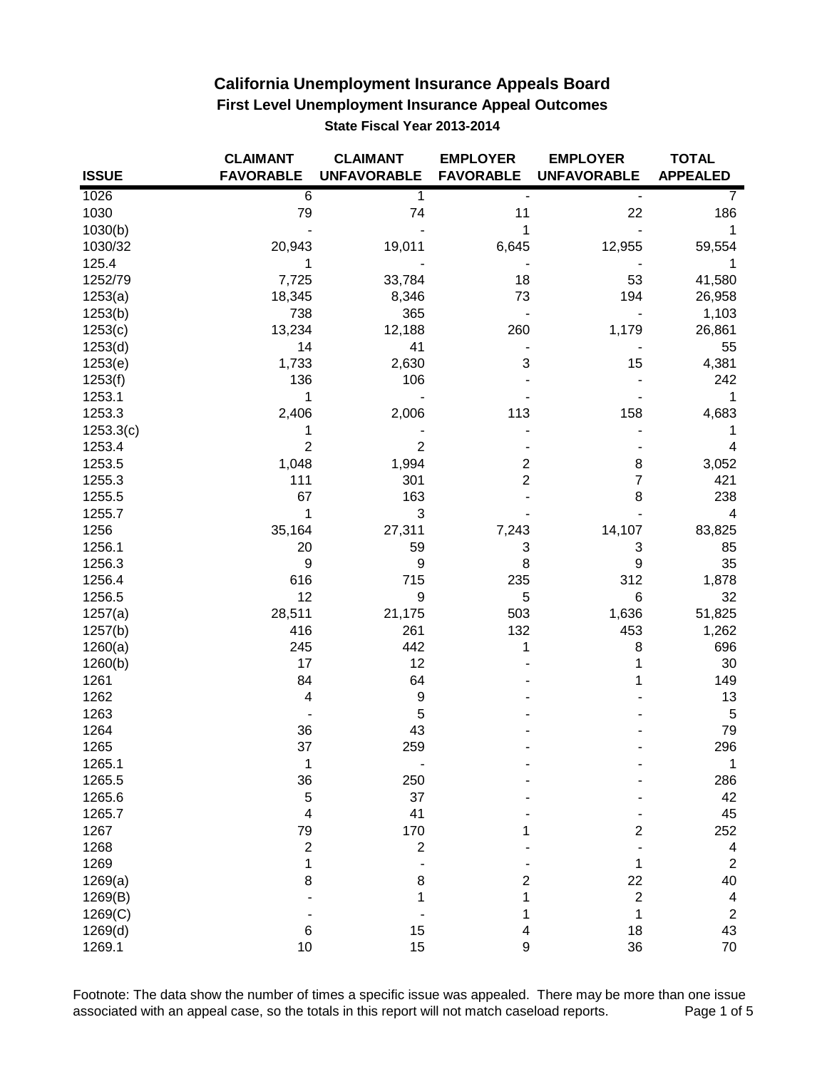# California Unemployment Insurance Appeals Board

## First Level Unemployment Insurance Appeal Outcomes

### State Fiscal Year 2013-2014

| ISSUE | CLAIMANT FAVORABLE | CLAIMANT UNFAVORABLE | EMPLOYER FAVORABLE | EMPLOYER UNFAVORABLE | TOTAL APPEALED |
|---|---|---|---|---|---|
| 1026 | 6 | 1 | - | - | 7 |
| 1030 | 79 | 74 | 11 | 22 | 186 |
| 1030(b) | - | - | 1 | - | 1 |
| 1030/32 | 20,943 | 19,011 | 6,645 | 12,955 | 59,554 |
| 125.4 | 1 | - | - | - | 1 |
| 1252/79 | 7,725 | 33,784 | 18 | 53 | 41,580 |
| 1253(a) | 18,345 | 8,346 | 73 | 194 | 26,958 |
| 1253(b) | 738 | 365 | - | - | 1,103 |
| 1253(c) | 13,234 | 12,188 | 260 | 1,179 | 26,861 |
| 1253(d) | 14 | 41 | - | - | 55 |
| 1253(e) | 1,733 | 2,630 | 3 | 15 | 4,381 |
| 1253(f) | 136 | 106 | - | - | 242 |
| 1253.1 | 1 | - | - | - | 1 |
| 1253.3 | 2,406 | 2,006 | 113 | 158 | 4,683 |
| 1253.3(c) | 1 | - | - | - | 1 |
| 1253.4 | 2 | 2 | - | - | 4 |
| 1253.5 | 1,048 | 1,994 | 2 | 8 | 3,052 |
| 1255.3 | 111 | 301 | 2 | 7 | 421 |
| 1255.5 | 67 | 163 | - | 8 | 238 |
| 1255.7 | 1 | 3 | - | - | 4 |
| 1256 | 35,164 | 27,311 | 7,243 | 14,107 | 83,825 |
| 1256.1 | 20 | 59 | 3 | 3 | 85 |
| 1256.3 | 9 | 9 | 8 | 9 | 35 |
| 1256.4 | 616 | 715 | 235 | 312 | 1,878 |
| 1256.5 | 12 | 9 | 5 | 6 | 32 |
| 1257(a) | 28,511 | 21,175 | 503 | 1,636 | 51,825 |
| 1257(b) | 416 | 261 | 132 | 453 | 1,262 |
| 1260(a) | 245 | 442 | 1 | 8 | 696 |
| 1260(b) | 17 | 12 | - | 1 | 30 |
| 1261 | 84 | 64 | - | 1 | 149 |
| 1262 | 4 | 9 | - | - | 13 |
| 1263 | - | 5 | - | - | 5 |
| 1264 | 36 | 43 | - | - | 79 |
| 1265 | 37 | 259 | - | - | 296 |
| 1265.1 | 1 | - | - | - | 1 |
| 1265.5 | 36 | 250 | - | - | 286 |
| 1265.6 | 5 | 37 | - | - | 42 |
| 1265.7 | 4 | 41 | - | - | 45 |
| 1267 | 79 | 170 | 1 | 2 | 252 |
| 1268 | 2 | 2 | - | - | 4 |
| 1269 | 1 | - | - | 1 | 2 |
| 1269(a) | 8 | 8 | 2 | 22 | 40 |
| 1269(B) | - | 1 | 1 | 2 | 4 |
| 1269(C) | - | - | 1 | 1 | 2 |
| 1269(d) | 6 | 15 | 4 | 18 | 43 |
| 1269.1 | 10 | 15 | 9 | 36 | 70 |

Footnote: The data show the number of times a specific issue was appealed. There may be more than one issue associated with an appeal case, so the totals in this report will not match caseload reports.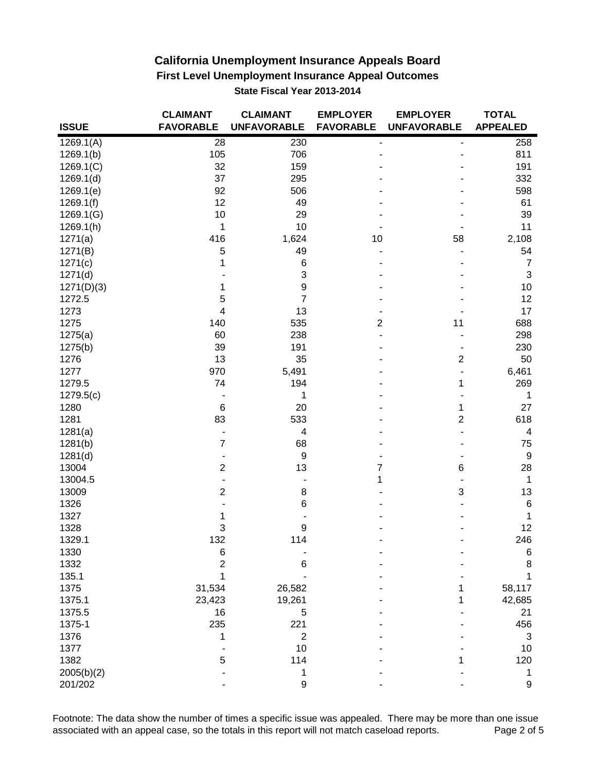# California Unemployment Insurance Appeals Board

## First Level Unemployment Insurance Appeal Outcomes

### State Fiscal Year 2013-2014

| ISSUE | CLAIMANT FAVORABLE | CLAIMANT UNFAVORABLE | EMPLOYER FAVORABLE | EMPLOYER UNFAVORABLE | TOTAL APPEALED |
|---|---|---|---|---|---|
| 1269.1(A) | 28 | 230 | - | - | 258 |
| 1269.1(b) | 105 | 706 | - | - | 811 |
| 1269.1(C) | 32 | 159 | - | - | 191 |
| 1269.1(d) | 37 | 295 | - | - | 332 |
| 1269.1(e) | 92 | 506 | - | - | 598 |
| 1269.1(f) | 12 | 49 | - | - | 61 |
| 1269.1(G) | 10 | 29 | - | - | 39 |
| 1269.1(h) | 1 | 10 | - | - | 11 |
| 1271(a) | 416 | 1,624 | 10 | 58 | 2,108 |
| 1271(B) | 5 | 49 | - | - | 54 |
| 1271(c) | 1 | 6 | - | - | 7 |
| 1271(d) | - | 3 | - | - | 3 |
| 1271(D)(3) | 1 | 9 | - | - | 10 |
| 1272.5 | 5 | 7 | - | - | 12 |
| 1273 | 4 | 13 | - | - | 17 |
| 1275 | 140 | 535 | 2 | 11 | 688 |
| 1275(a) | 60 | 238 | - | - | 298 |
| 1275(b) | 39 | 191 | - | - | 230 |
| 1276 | 13 | 35 | - | 2 | 50 |
| 1277 | 970 | 5,491 | - | - | 6,461 |
| 1279.5 | 74 | 194 | - | 1 | 269 |
| 1279.5(c) | - | 1 | - | - | 1 |
| 1280 | 6 | 20 | - | 1 | 27 |
| 1281 | 83 | 533 | - | 2 | 618 |
| 1281(a) | - | 4 | - | - | 4 |
| 1281(b) | 7 | 68 | - | - | 75 |
| 1281(d) | - | 9 | - | - | 9 |
| 13004 | 2 | 13 | 7 | 6 | 28 |
| 13004.5 | - | - | 1 | - | 1 |
| 13009 | 2 | 8 | - | 3 | 13 |
| 1326 | - | 6 | - | - | 6 |
| 1327 | 1 | - | - | - | 1 |
| 1328 | 3 | 9 | - | - | 12 |
| 1329.1 | 132 | 114 | - | - | 246 |
| 1330 | 6 | - | - | - | 6 |
| 1332 | 2 | 6 | - | - | 8 |
| 135.1 | 1 | - | - | - | 1 |
| 1375 | 31,534 | 26,582 | - | 1 | 58,117 |
| 1375.1 | 23,423 | 19,261 | - | 1 | 42,685 |
| 1375.5 | 16 | 5 | - | - | 21 |
| 1375-1 | 235 | 221 | - | - | 456 |
| 1376 | 1 | 2 | - | - | 3 |
| 1377 | - | 10 | - | - | 10 |
| 1382 | 5 | 114 | - | 1 | 120 |
| 2005(b)(2) | - | 1 | - | - | 1 |
| 201/202 | - | 9 | - | - | 9 |

Footnote: The data show the number of times a specific issue was appealed. There may be more than one issue associated with an appeal case, so the totals in this report will not match caseload reports.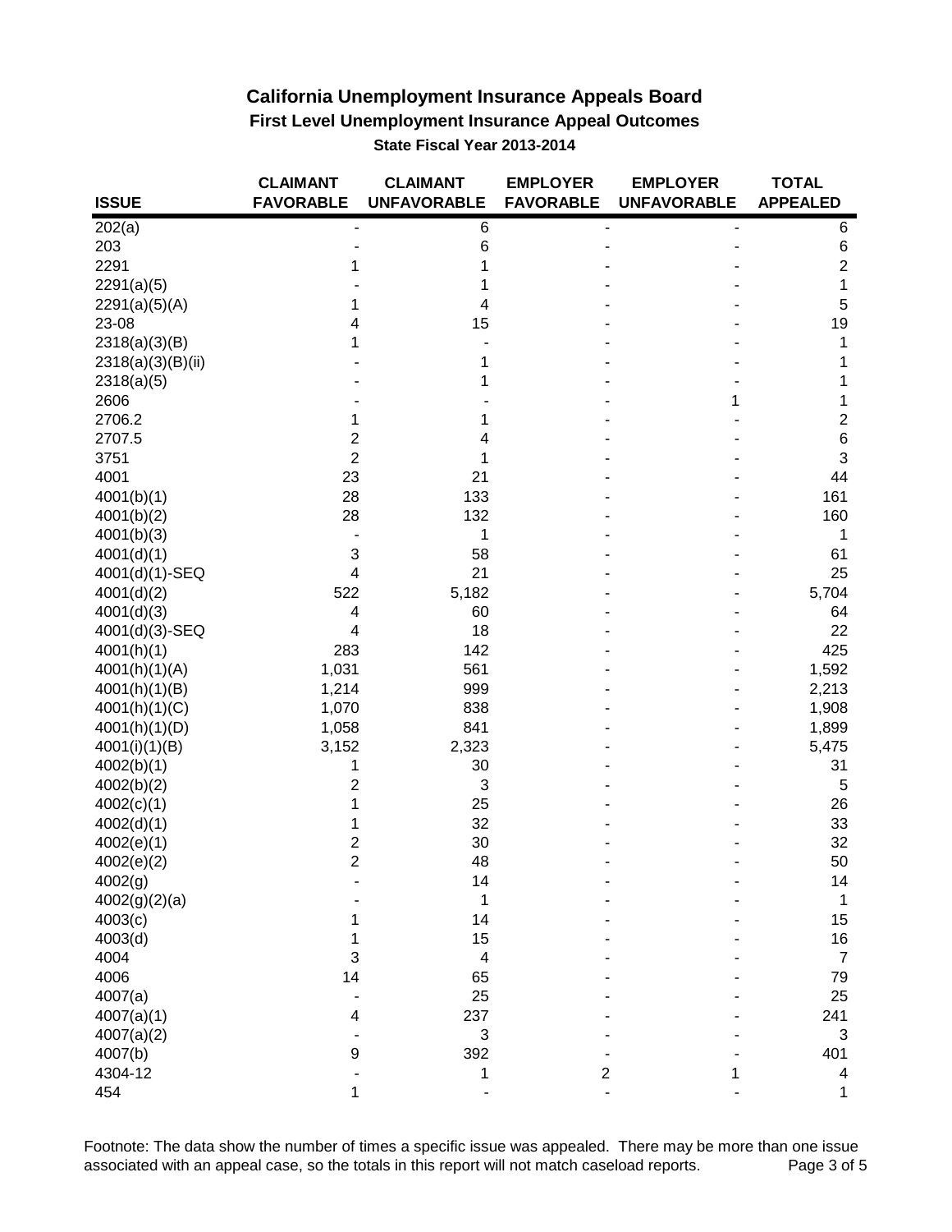# California Unemployment Insurance Appeals Board

## First Level Unemployment Insurance Appeal Outcomes

### State Fiscal Year 2013-2014

| ISSUE | CLAIMANT FAVORABLE | CLAIMANT UNFAVORABLE | EMPLOYER FAVORABLE | EMPLOYER UNFAVORABLE | TOTAL APPEALED |
|---|---|---|---|---|---|
| 202(a) | - | 6 | - | - | 6 |
| 203 | - | 6 | - | - | 6 |
| 2291 | 1 | 1 | - | - | 2 |
| 2291(a)(5) | - | 1 | - | - | 1 |
| 2291(a)(5)(A) | 1 | 4 | - | - | 5 |
| 23-08 | 4 | 15 | - | - | 19 |
| 2318(a)(3)(B) | 1 | - | - | - | 1 |
| 2318(a)(3)(B)(ii) | - | 1 | - | - | 1 |
| 2318(a)(5) | - | 1 | - | - | 1 |
| 2606 | - | - | - | 1 | 1 |
| 2706.2 | 1 | 1 | - | - | 2 |
| 2707.5 | 2 | 4 | - | - | 6 |
| 3751 | 2 | 1 | - | - | 3 |
| 4001 | 23 | 21 | - | - | 44 |
| 4001(b)(1) | 28 | 133 | - | - | 161 |
| 4001(b)(2) | 28 | 132 | - | - | 160 |
| 4001(b)(3) | - | 1 | - | - | 1 |
| 4001(d)(1) | 3 | 58 | - | - | 61 |
| 4001(d)(1)-SEQ | 4 | 21 | - | - | 25 |
| 4001(d)(2) | 522 | 5,182 | - | - | 5,704 |
| 4001(d)(3) | 4 | 60 | - | - | 64 |
| 4001(d)(3)-SEQ | 4 | 18 | - | - | 22 |
| 4001(h)(1) | 283 | 142 | - | - | 425 |
| 4001(h)(1)(A) | 1,031 | 561 | - | - | 1,592 |
| 4001(h)(1)(B) | 1,214 | 999 | - | - | 2,213 |
| 4001(h)(1)(C) | 1,070 | 838 | - | - | 1,908 |
| 4001(h)(1)(D) | 1,058 | 841 | - | - | 1,899 |
| 4001(i)(1)(B) | 3,152 | 2,323 | - | - | 5,475 |
| 4002(b)(1) | 1 | 30 | - | - | 31 |
| 4002(b)(2) | 2 | 3 | - | - | 5 |
| 4002(c)(1) | 1 | 25 | - | - | 26 |
| 4002(d)(1) | 1 | 32 | - | - | 33 |
| 4002(e)(1) | 2 | 30 | - | - | 32 |
| 4002(e)(2) | 2 | 48 | - | - | 50 |
| 4002(g) | - | 14 | - | - | 14 |
| 4002(g)(2)(a) | - | 1 | - | - | 1 |
| 4003(c) | 1 | 14 | - | - | 15 |
| 4003(d) | 1 | 15 | - | - | 16 |
| 4004 | 3 | 4 | - | - | 7 |
| 4006 | 14 | 65 | - | - | 79 |
| 4007(a) | - | 25 | - | - | 25 |
| 4007(a)(1) | 4 | 237 | - | - | 241 |
| 4007(a)(2) | - | 3 | - | - | 3 |
| 4007(b) | 9 | 392 | - | - | 401 |
| 4304-12 | - | 1 | 2 | 1 | 4 |
| 454 | 1 | - | - | - | 1 |

Footnote: The data show the number of times a specific issue was appealed. There may be more than one issue associated with an appeal case, so the totals in this report will not match caseload reports.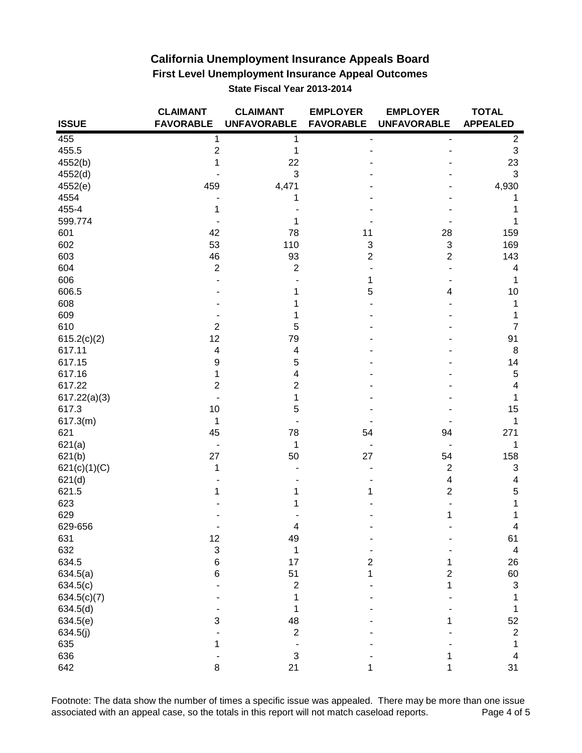# California Unemployment Insurance Appeals Board

## First Level Unemployment Insurance Appeal Outcomes

### State Fiscal Year 2013-2014

| ISSUE | CLAIMANT FAVORABLE | CLAIMANT UNFAVORABLE | EMPLOYER FAVORABLE | EMPLOYER UNFAVORABLE | TOTAL APPEALED |
|---|---|---|---|---|---|
| 455 | 1 | 1 | - | - | 2 |
| 455.5 | 2 | 1 | - | - | 3 |
| 4552(b) | 1 | 22 | - | - | 23 |
| 4552(d) | - | 3 | - | - | 3 |
| 4552(e) | 459 | 4,471 | - | - | 4,930 |
| 4554 | - | 1 | - | - | 1 |
| 455-4 | 1 | - | - | - | 1 |
| 599.774 | - | 1 | - | - | 1 |
| 601 | 42 | 78 | 11 | 28 | 159 |
| 602 | 53 | 110 | 3 | 3 | 169 |
| 603 | 46 | 93 | 2 | 2 | 143 |
| 604 | 2 | 2 | - | - | 4 |
| 606 | - | - | 1 | - | 1 |
| 606.5 | - | 1 | 5 | 4 | 10 |
| 608 | - | 1 | - | - | 1 |
| 609 | - | 1 | - | - | 1 |
| 610 | 2 | 5 | - | - | 7 |
| 615.2(c)(2) | 12 | 79 | - | - | 91 |
| 617.11 | 4 | 4 | - | - | 8 |
| 617.15 | 9 | 5 | - | - | 14 |
| 617.16 | 1 | 4 | - | - | 5 |
| 617.22 | 2 | 2 | - | - | 4 |
| 617.22(a)(3) | - | 1 | - | - | 1 |
| 617.3 | 10 | 5 | - | - | 15 |
| 617.3(m) | 1 | - | - | - | 1 |
| 621 | 45 | 78 | 54 | 94 | 271 |
| 621(a) | - | 1 | - | - | 1 |
| 621(b) | 27 | 50 | 27 | 54 | 158 |
| 621(c)(1)(C) | 1 | - | - | 2 | 3 |
| 621(d) | - | - | - | 4 | 4 |
| 621.5 | 1 | 1 | 1 | 2 | 5 |
| 623 | - | 1 | - | - | 1 |
| 629 | - | - | - | 1 | 1 |
| 629-656 | - | 4 | - | - | 4 |
| 631 | 12 | 49 | - | - | 61 |
| 632 | 3 | 1 | - | - | 4 |
| 634.5 | 6 | 17 | 2 | 1 | 26 |
| 634.5(a) | 6 | 51 | 1 | 2 | 60 |
| 634.5(c) | - | 2 | - | 1 | 3 |
| 634.5(c)(7) | - | 1 | - | - | 1 |
| 634.5(d) | - | 1 | - | - | 1 |
| 634.5(e) | 3 | 48 | - | 1 | 52 |
| 634.5(j) | - | 2 | - | - | 2 |
| 635 | 1 | - | - | - | 1 |
| 636 | - | 3 | - | 1 | 4 |
| 642 | 8 | 21 | 1 | 1 | 31 |

Footnote: The data show the number of times a specific issue was appealed. There may be more than one issue associated with an appeal case, so the totals in this report will not match caseload reports.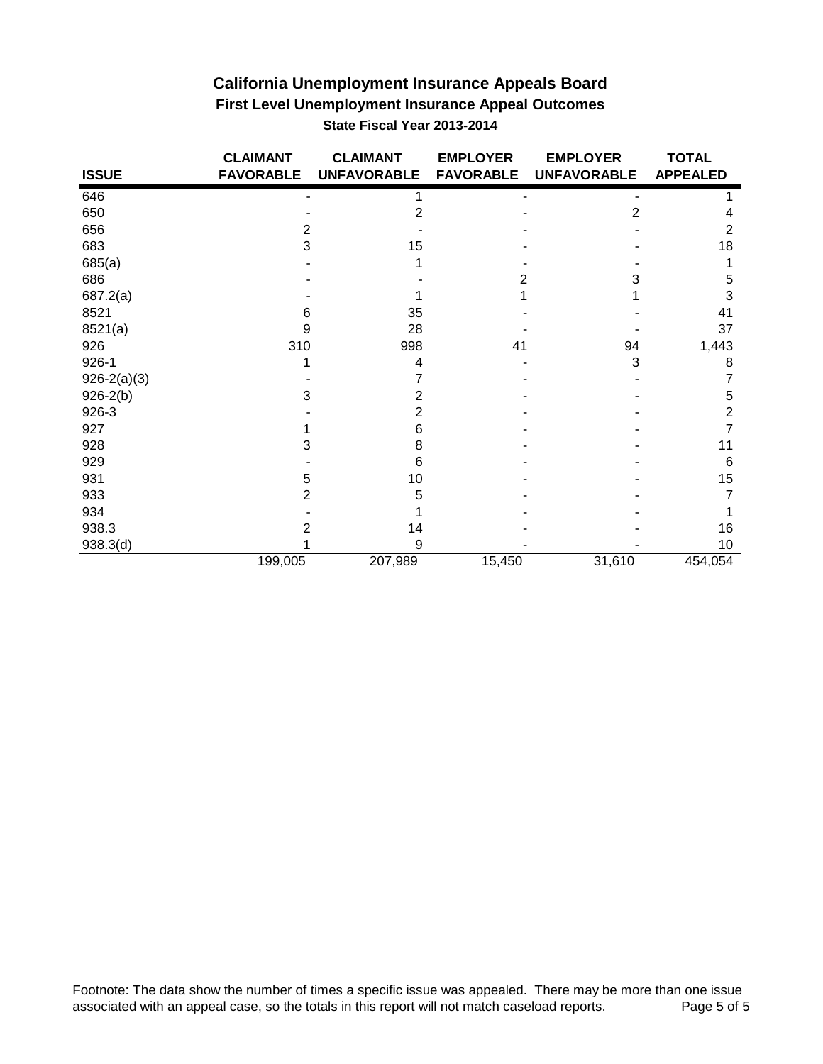# California Unemployment Insurance Appeals Board

## First Level Unemployment Insurance Appeal Outcomes

### State Fiscal Year 2013-2014

| ISSUE | CLAIMANT FAVORABLE | CLAIMANT UNFAVORABLE | EMPLOYER FAVORABLE | EMPLOYER UNFAVORABLE | TOTAL APPEALED |
|---|---|---|---|---|---|
| 646 | - | 1 | - | - | 1 |
| 650 | - | 2 | - | 2 | 4 |
| 656 | 2 | - | - | - | 2 |
| 683 | 3 | 15 | - | - | 18 |
| 685(a) | - | 1 | - | - | 1 |
| 686 | - | - | 2 | 3 | 5 |
| 687.2(a) | - | 1 | 1 | 1 | 3 |
| 8521 | 6 | 35 | - | - | 41 |
| 8521(a) | 9 | 28 | - | - | 37 |
| 926 | 310 | 998 | 41 | 94 | 1,443 |
| 926-1 | 1 | 4 | - | 3 | 8 |
| 926-2(a)(3) | - | 7 | - | - | 7 |
| 926-2(b) | 3 | 2 | - | - | 5 |
| 926-3 | - | 2 | - | - | 2 |
| 927 | 1 | 6 | - | - | 7 |
| 928 | 3 | 8 | - | - | 11 |
| 929 | - | 6 | - | - | 6 |
| 931 | 5 | 10 | - | - | 15 |
| 933 | 2 | 5 | - | - | 7 |
| 934 | - | 1 | - | - | 1 |
| 938.3 | 2 | 14 | - | - | 16 |
| 938.3(d) | 1 | 9 | - | - | 10 |
| | 199,005 | 207,989 | 15,450 | 31,610 | 454,054 |

Footnote: The data show the number of times a specific issue was appealed. There may be more than one issue associated with an appeal case, so the totals in this report will not match caseload reports.